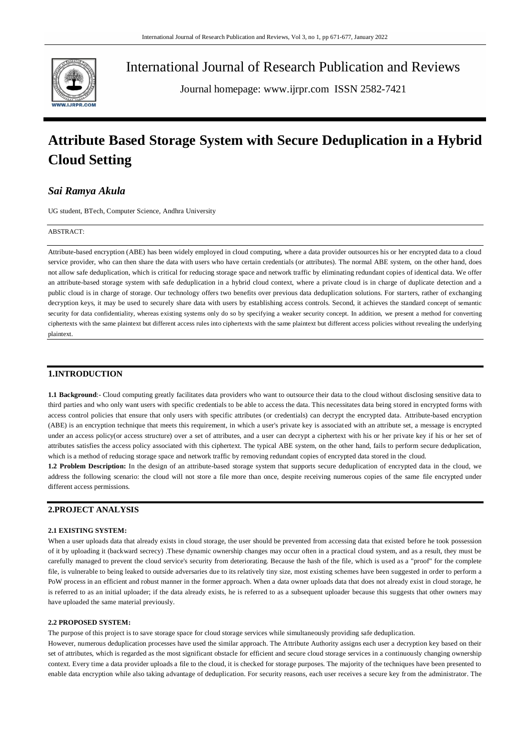# International Journal of Research Publication and Reviews

Journal homepage: www.ijrpr.com ISSN 2582-7421

# Attribute Based Storage System with Secure Deduplication in a Hybrid Cloud Setting

***Sai Ramya Akula***

UG student, BTech, Computer Science, Andhra University

ABSTRACT:

Attribute-based encryption (ABE) has been widely employed in cloud computing, where a data provider outsources his or her encrypted data to a cloud service provider, who can then share the data with users who have certain credentials (or attributes). The normal ABE system, on the other hand, does not allow safe deduplication, which is critical for reducing storage space and network traffic by eliminating redundant copies of identical data. We offer an attribute-based storage system with safe deduplication in a hybrid cloud context, where a private cloud is in charge of duplicate detection and a public cloud is in charge of storage. Our technology offers two benefits over previous data deduplication solutions. For starters, rather of exchanging decryption keys, it may be used to securely share data with users by establishing access controls. Second, it achieves the standard concept of semantic security for data confidentiality, whereas existing systems only do so by specifying a weaker security concept. In addition, we present a method for converting ciphertexts with the same plaintext but different access rules into ciphertexts with the same plaintext but different access policies without revealing the underlying plaintext.

## 1.INTRODUCTION

**1.1 Background**:- Cloud computing greatly facilitates data providers who want to outsource their data to the cloud without disclosing sensitive data to third parties and who only want users with specific credentials to be able to access the data. This necessitates data being stored in encrypted forms with access control policies that ensure that only users with specific attributes (or credentials) can decrypt the encrypted data. Attribute-based encryption (ABE) is an encryption technique that meets this requirement, in which a user's private key is associated with an attribute set, a message is encrypted under an access policy(or access structure) over a set of attributes, and a user can decrypt a ciphertext with his or her private key if his or her set of attributes satisfies the access policy associated with this ciphertext. The typical ABE system, on the other hand, fails to perform secure deduplication, which is a method of reducing storage space and network traffic by removing redundant copies of encrypted data stored in the cloud.

**1.2 Problem Description:** In the design of an attribute-based storage system that supports secure deduplication of encrypted data in the cloud, we address the following scenario: the cloud will not store a file more than once, despite receiving numerous copies of the same file encrypted under different access permissions.

## 2.PROJECT ANALYSIS

### 2.1 EXISTING SYSTEM:

When a user uploads data that already exists in cloud storage, the user should be prevented from accessing data that existed before he took possession of it by uploading it (backward secrecy) .These dynamic ownership changes may occur often in a practical cloud system, and as a result, they must be carefully managed to prevent the cloud service's security from deteriorating. Because the hash of the file, which is used as a "proof" for the complete file, is vulnerable to being leaked to outside adversaries due to its relatively tiny size, most existing schemes have been suggested in order to perform a PoW process in an efficient and robust manner in the former approach. When a data owner uploads data that does not already exist in cloud storage, he is referred to as an initial uploader; if the data already exists, he is referred to as a subsequent uploader because this suggests that other owners may have uploaded the same material previously.

### 2.2 PROPOSED SYSTEM:

The purpose of this project is to save storage space for cloud storage services while simultaneously providing safe deduplication.

However, numerous deduplication processes have used the similar approach. The Attribute Authority assigns each user a decryption key based on their set of attributes, which is regarded as the most significant obstacle for efficient and secure cloud storage services in a continuously changing ownership context. Every time a data provider uploads a file to the cloud, it is checked for storage purposes. The majority of the techniques have been presented to enable data encryption while also taking advantage of deduplication. For security reasons, each user receives a secure key from the administrator. The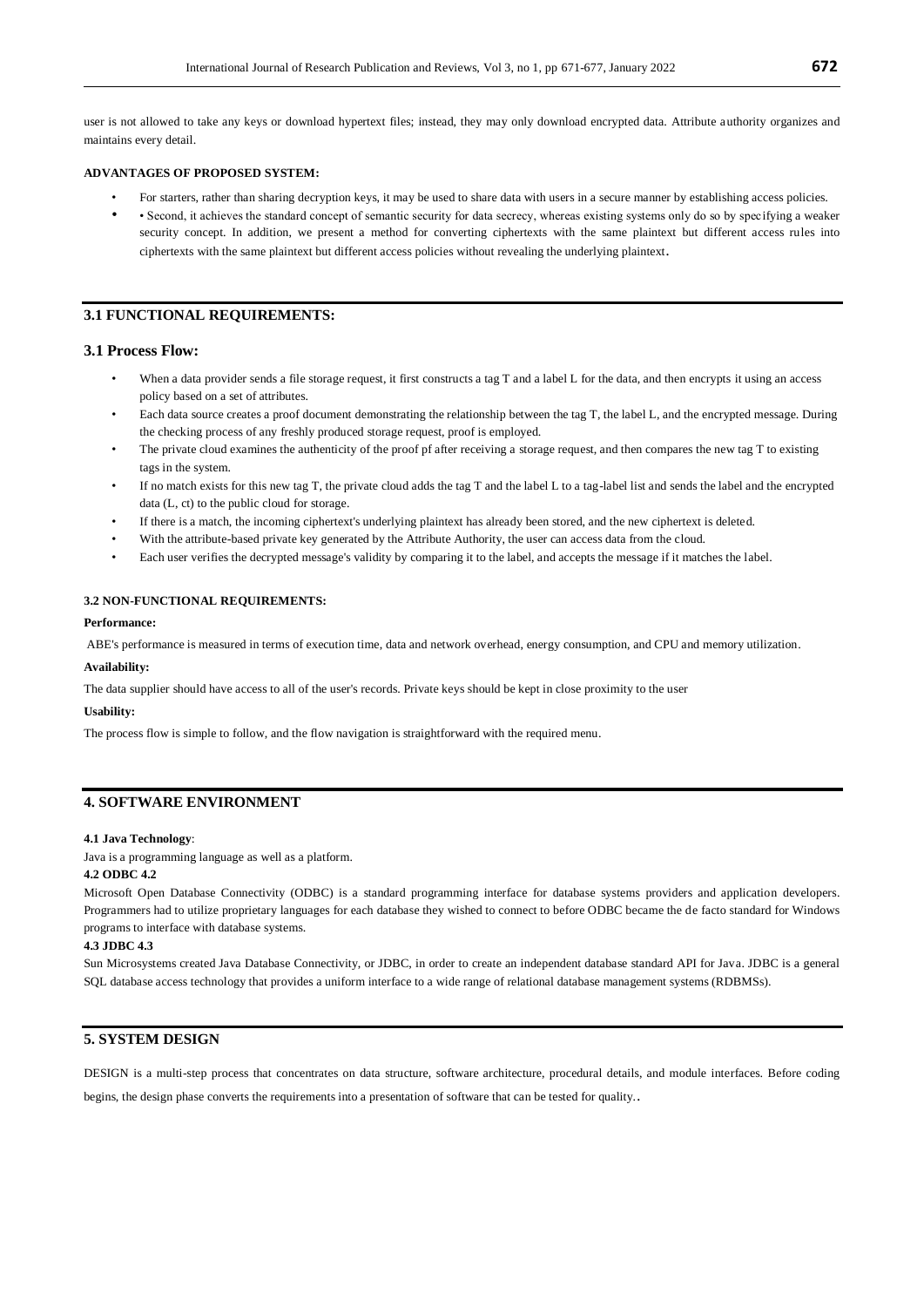user is not allowed to take any keys or download hypertext files; instead, they may only download encrypted data. Attribute authority organizes and maintains every detail.

**ADVANTAGES OF PROPOSED SYSTEM:**

- For starters, rather than sharing decryption keys, it may be used to share data with users in a secure manner by establishing access policies.
- • Second, it achieves the standard concept of semantic security for data secrecy, whereas existing systems only do so by specifying a weaker security concept. In addition, we present a method for converting ciphertexts with the same plaintext but different access rules into ciphertexts with the same plaintext but different access policies without revealing the underlying plaintext.

## 3.1 FUNCTIONAL REQUIREMENTS:

### 3.1 Process Flow:

- When a data provider sends a file storage request, it first constructs a tag T and a label L for the data, and then encrypts it using an access policy based on a set of attributes.
- Each data source creates a proof document demonstrating the relationship between the tag T, the label L, and the encrypted message. During the checking process of any freshly produced storage request, proof is employed.
- The private cloud examines the authenticity of the proof pf after receiving a storage request, and then compares the new tag T to existing tags in the system.
- If no match exists for this new tag T, the private cloud adds the tag T and the label L to a tag-label list and sends the label and the encrypted data (L, ct) to the public cloud for storage.
- If there is a match, the incoming ciphertext's underlying plaintext has already been stored, and the new ciphertext is deleted.
- With the attribute-based private key generated by the Attribute Authority, the user can access data from the cloud.
- Each user verifies the decrypted message's validity by comparing it to the label, and accepts the message if it matches the label.

#### 3.2 NON-FUNCTIONAL REQUIREMENTS:

**Performance:**

ABE's performance is measured in terms of execution time, data and network overhead, energy consumption, and CPU and memory utilization.

**Availability:**

The data supplier should have access to all of the user's records. Private keys should be kept in close proximity to the user

**Usability:**

The process flow is simple to follow, and the flow navigation is straightforward with the required menu.

## 4. SOFTWARE ENVIRONMENT

**4.1 Java Technology**:

Java is a programming language as well as a platform.

**4.2 ODBC 4.2**

Microsoft Open Database Connectivity (ODBC) is a standard programming interface for database systems providers and application developers. Programmers had to utilize proprietary languages for each database they wished to connect to before ODBC became the de facto standard for Windows programs to interface with database systems.

**4.3 JDBC 4.3**

Sun Microsystems created Java Database Connectivity, or JDBC, in order to create an independent database standard API for Java. JDBC is a general SQL database access technology that provides a uniform interface to a wide range of relational database management systems (RDBMSs).

## 5. SYSTEM DESIGN

DESIGN is a multi-step process that concentrates on data structure, software architecture, procedural details, and module interfaces. Before coding begins, the design phase converts the requirements into a presentation of software that can be tested for quality..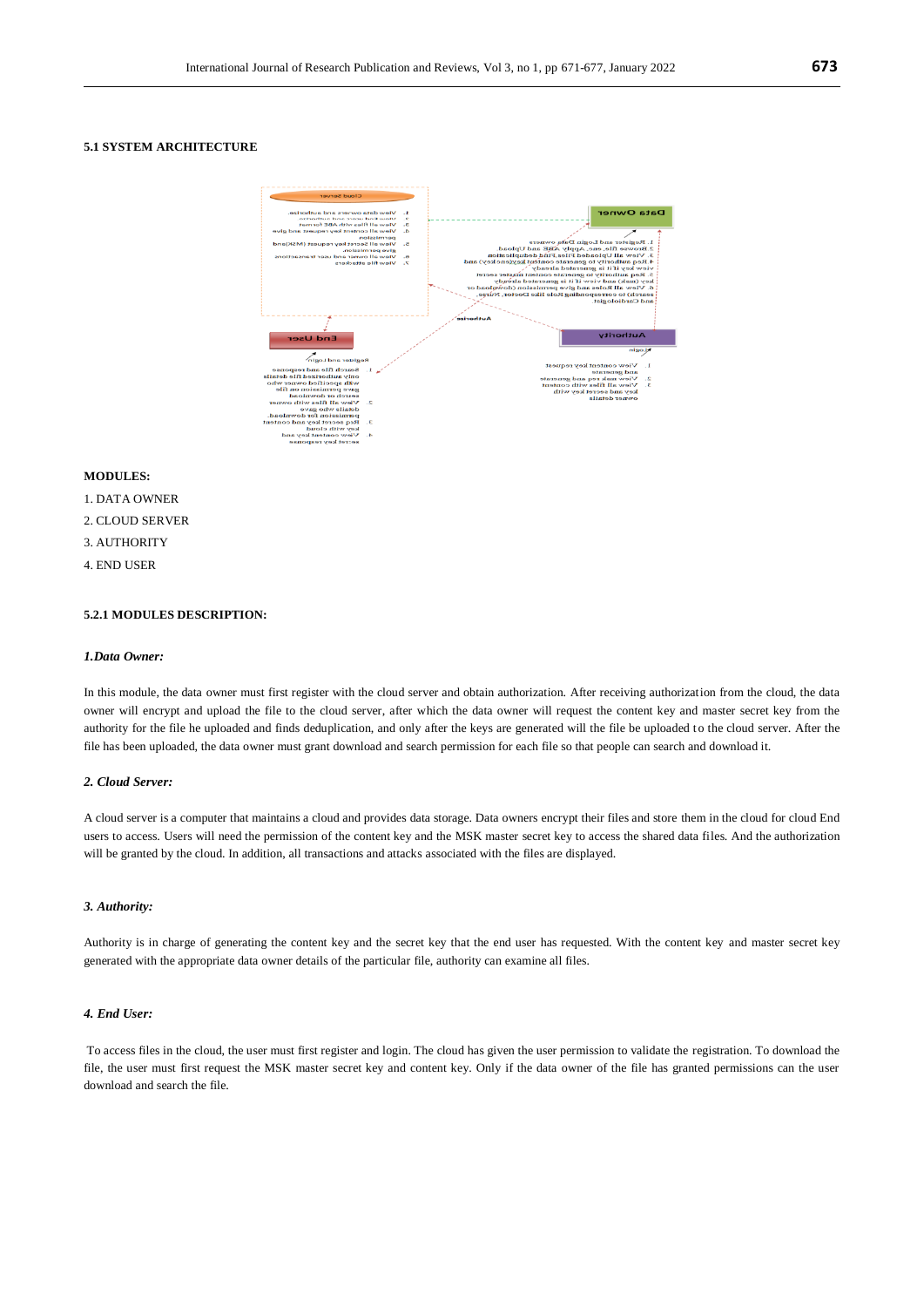### 5.1 SYSTEM ARCHITECTURE

**MODULES:**

1. DATA OWNER
2. CLOUD SERVER
3. AUTHORITY
4. END USER

### 5.2.1 MODULES DESCRIPTION:

#### *1.Data Owner:*

In this module, the data owner must first register with the cloud server and obtain authorization. After receiving authorization from the cloud, the data owner will encrypt and upload the file to the cloud server, after which the data owner will request the content key and master secret key from the authority for the file he uploaded and finds deduplication, and only after the keys are generated will the file be uploaded to the cloud server. After the file has been uploaded, the data owner must grant download and search permission for each file so that people can search and download it.

#### *2. Cloud Server:*

A cloud server is a computer that maintains a cloud and provides data storage. Data owners encrypt their files and store them in the cloud for cloud End users to access. Users will need the permission of the content key and the MSK master secret key to access the shared data files. And the authorization will be granted by the cloud. In addition, all transactions and attacks associated with the files are displayed.

#### *3. Authority:*

Authority is in charge of generating the content key and the secret key that the end user has requested. With the content key and master secret key generated with the appropriate data owner details of the particular file, authority can examine all files.

#### *4. End User:*

To access files in the cloud, the user must first register and login. The cloud has given the user permission to validate the registration. To download the file, the user must first request the MSK master secret key and content key. Only if the data owner of the file has granted permissions can the user download and search the file.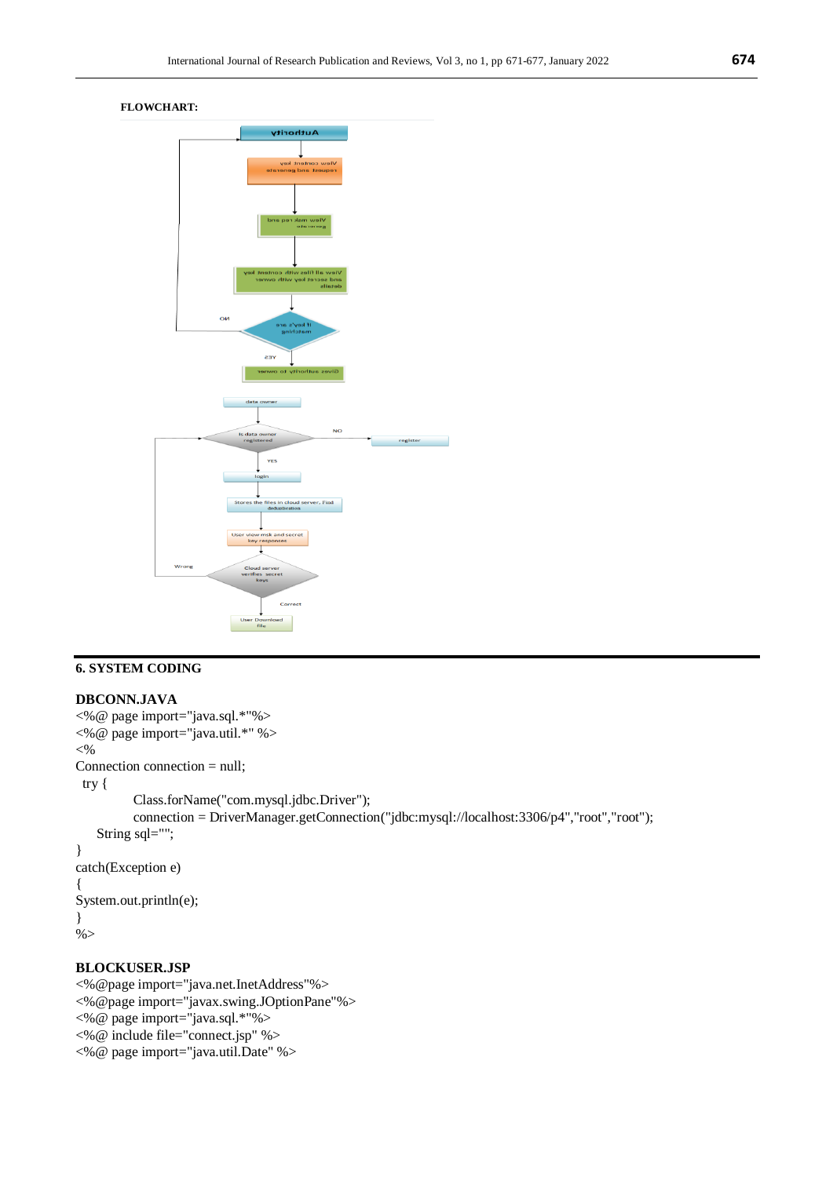**FLOWCHART:**

## 6. SYSTEM CODING

### DBCONN.JAVA

```
<%@ page import="java.sql.*"%>
<%@ page import="java.util.*" %>
<%
Connection connection = null;
 try {
          Class.forName("com.mysql.jdbc.Driver");
          connection = DriverManager.getConnection("jdbc:mysql://localhost:3306/p4","root","root");
    String sql="";
}
catch(Exception e)
{
System.out.println(e);
}
%>
```

### BLOCKUSER.JSP

```
<%@page import="java.net.InetAddress"%>
<%@page import="javax.swing.JOptionPane"%>
<%@ page import="java.sql.*"%>
<%@ include file="connect.jsp" %>
<%@ page import="java.util.Date" %>
```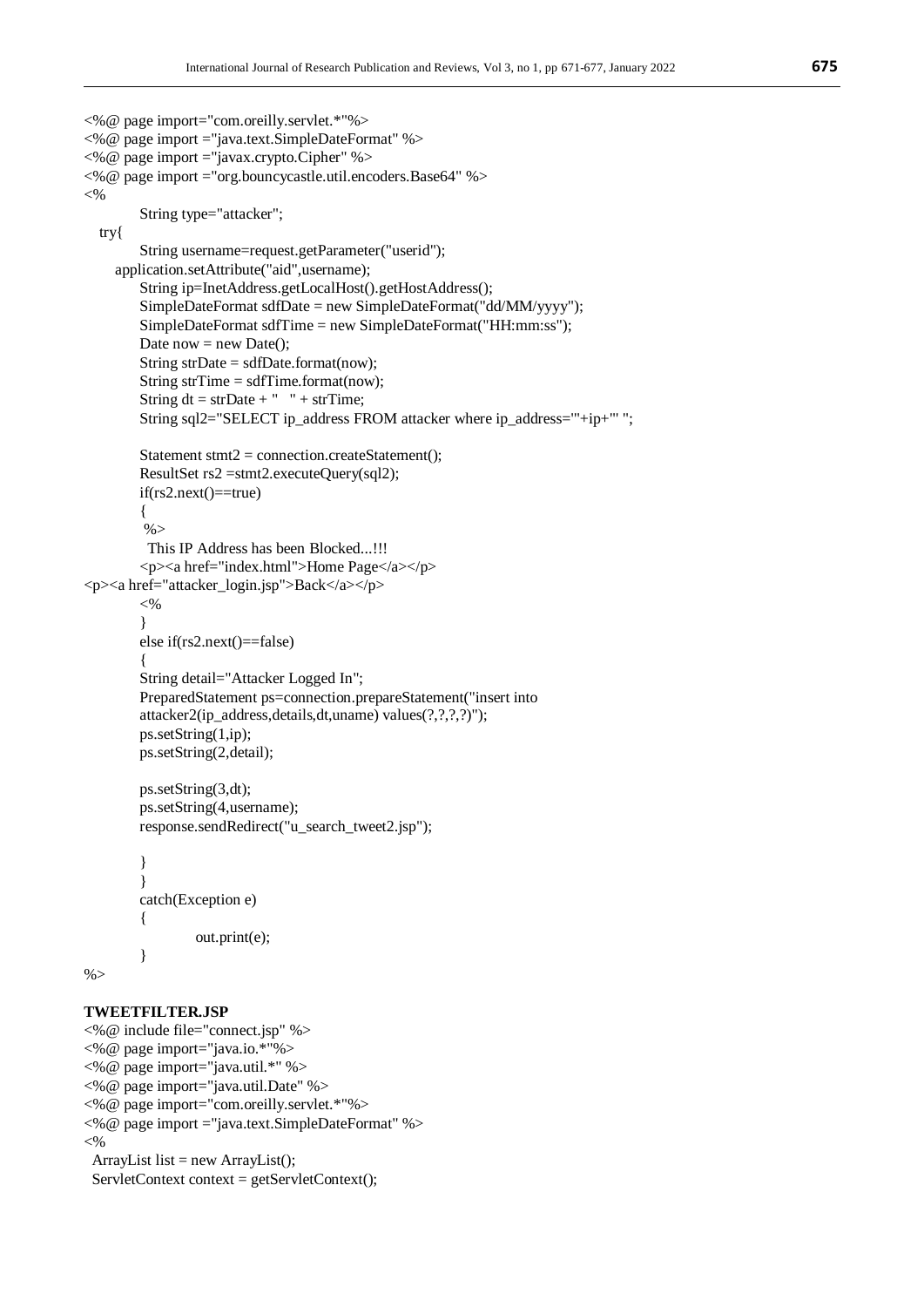```
<%@ page import="com.oreilly.servlet.*"%>
<%@ page import ="java.text.SimpleDateFormat" %>
<%@ page import ="javax.crypto.Cipher" %>
<%@ page import ="org.bouncycastle.util.encoders.Base64" %>
<%
        String type="attacker";
   try{
        String username=request.getParameter("userid");
      application.setAttribute("aid",username);
        String ip=InetAddress.getLocalHost().getHostAddress();
        SimpleDateFormat sdfDate = new SimpleDateFormat("dd/MM/yyyy");
        SimpleDateFormat sdfTime = new SimpleDateFormat("HH:mm:ss");
        Date now = new Date();
        String strDate = sdfDate.format(now);
        String strTime = sdfTime.format(now);
        String dt = strDate + "   " + strTime;
        String sql2="SELECT ip_address FROM attacker where ip_address='"+ip+"' ";

        Statement stmt2 = connection.createStatement();
        ResultSet rs2 =stmt2.executeQuery(sql2);
        if(rs2.next()==true)
        {
         %>
          This IP Address has been Blocked...!!!
        <p><a href="index.html">Home Page</a></p>
<p><a href="attacker_login.jsp">Back</a></p>
        <%
        }
        else if(rs2.next()==false)
        {
        String detail="Attacker Logged In";
        PreparedStatement ps=connection.prepareStatement("insert into
        attacker2(ip_address,details,dt,uname) values(?,?,?,?)");
        ps.setString(1,ip);
        ps.setString(2,detail);

        ps.setString(3,dt);
        ps.setString(4,username);
        response.sendRedirect("u_search_tweet2.jsp");

        }
        }
        catch(Exception e)
        {
                out.print(e);
        }
%>
```

**TWEETFILTER.JSP**

```
<%@ include file="connect.jsp" %>
<%@ page import="java.io.*"%>
<%@ page import="java.util.*" %>
<%@ page import="java.util.Date" %>
<%@ page import="com.oreilly.servlet.*"%>
<%@ page import ="java.text.SimpleDateFormat" %>
<%
  ArrayList list = new ArrayList();
  ServletContext context = getServletContext();
```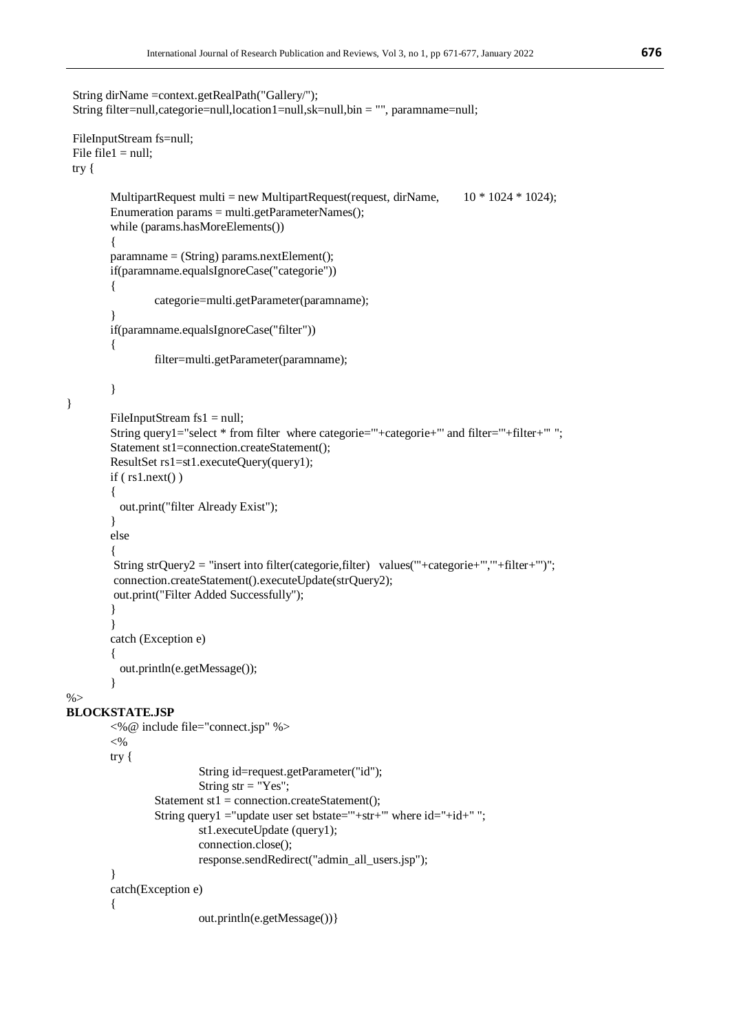```
 String dirName =context.getRealPath("Gallery/");
 String filter=null,categorie=null,location1=null,sk=null,bin = "", paramname=null;

 FileInputStream fs=null;
 File file1 = null;
 try {

        MultipartRequest multi = new MultipartRequest(request, dirName,       10 * 1024 * 1024);
        Enumeration params = multi.getParameterNames();
        while (params.hasMoreElements())
        {
        paramname = (String) params.nextElement();
        if(paramname.equalsIgnoreCase("categorie"))
        {
                categorie=multi.getParameter(paramname);
        }
        if(paramname.equalsIgnoreCase("filter"))
        {
                filter=multi.getParameter(paramname);

        }
}
        FileInputStream fs1 = null;
        String query1="select * from filter  where categorie='"+categorie+"' and filter='"+filter+"' ";
        Statement st1=connection.createStatement();
        ResultSet rs1=st1.executeQuery(query1);
        if ( rs1.next() )
        {
          out.print("filter Already Exist");
        }
        else
        {
         String strQuery2 = "insert into filter(categorie,filter)   values('"+categorie+"','"+filter+"')";
         connection.createStatement().executeUpdate(strQuery2);
         out.print("Filter Added Successfully");
        }
        }
        catch (Exception e)
        {
          out.println(e.getMessage());
        }
%>
```

**BLOCKSTATE.JSP**

```
        <%@ include file="connect.jsp" %>
        <%
        try {
                        String id=request.getParameter("id");
                        String str = "Yes";
                Statement st1 = connection.createStatement();
                String query1 ="update user set bstate='"+str+"' where id="+id+" ";
                        st1.executeUpdate (query1);
                        connection.close();
                        response.sendRedirect("admin_all_users.jsp");
        }
        catch(Exception e)
        {
                        out.println(e.getMessage())}
```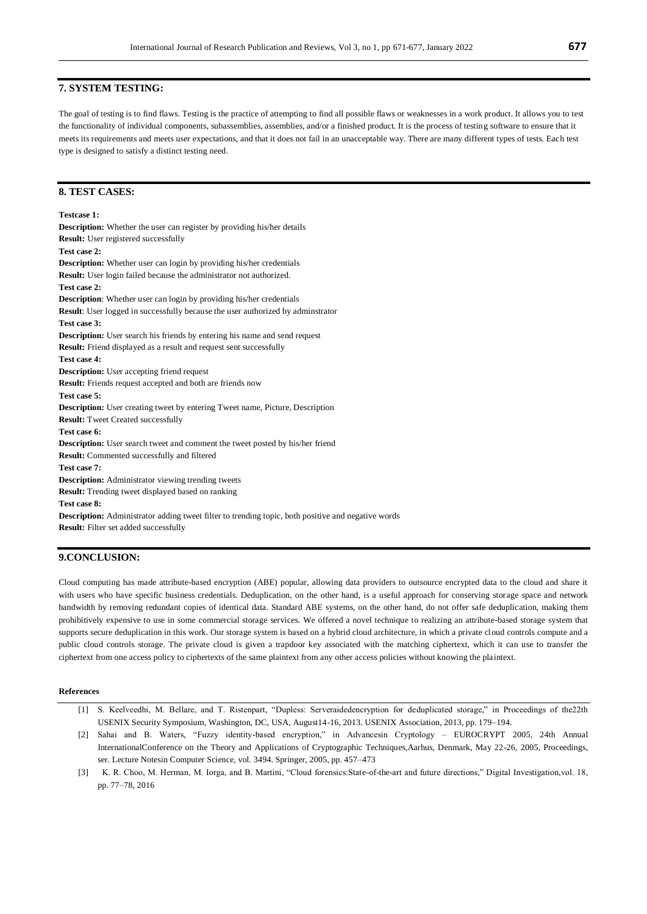## 7. SYSTEM TESTING:

The goal of testing is to find flaws. Testing is the practice of attempting to find all possible flaws or weaknesses in a work product. It allows you to test the functionality of individual components, subassemblies, assemblies, and/or a finished product. It is the process of testing software to ensure that it meets its requirements and meets user expectations, and that it does not fail in an unacceptable way. There are many different types of tests. Each test type is designed to satisfy a distinct testing need.

## 8. TEST CASES:

**Testcase 1:**
**Description:** Whether the user can register by providing his/her details
**Result:** User registered successfully
**Test case 2:**
**Description:** Whether user can login by providing his/her credentials
**Result:** User login failed because the administrator not authorized.
**Test case 2:**
**Description**: Whether user can login by providing his/her credentials
**Result**: User logged in successfully because the user authorized by adminstrator
**Test case 3:**
**Description:** User search his friends by entering his name and send request
**Result:** Friend displayed as a result and request sent successfully
**Test case 4:**
**Description:** User accepting friend request
**Result:** Friends request accepted and both are friends now
**Test case 5:**
**Description:** User creating tweet by entering Tweet name, Picture, Description
**Result:** Tweet Created successfully
**Test case 6:**
**Description:** User search tweet and comment the tweet posted by his/her friend
**Result:** Commented successfully and filtered
**Test case 7:**
**Description:** Administrator viewing trending tweets
**Result:** Trending tweet displayed based on ranking
**Test case 8:**
**Description:** Administrator adding tweet filter to trending topic, both positive and negative words
**Result:** Filter set added successfully

## 9.CONCLUSION:

Cloud computing has made attribute-based encryption (ABE) popular, allowing data providers to outsource encrypted data to the cloud and share it with users who have specific business credentials. Deduplication, on the other hand, is a useful approach for conserving storage space and network bandwidth by removing redundant copies of identical data. Standard ABE systems, on the other hand, do not offer safe deduplication, making them prohibitively expensive to use in some commercial storage services. We offered a novel technique to realizing an attribute-based storage system that supports secure deduplication in this work. Our storage system is based on a hybrid cloud architecture, in which a private cloud controls compute and a public cloud controls storage. The private cloud is given a trapdoor key associated with the matching ciphertext, which it can use to transfer the ciphertext from one access policy to ciphertexts of the same plaintext from any other access policies without knowing the plaintext.

### References

[1] S. Keelveedhi, M. Bellare, and T. Ristenpart, "Dupless: Serveraidedencryption for deduplicated storage," in Proceedings of the22th USENIX Security Symposium, Washington, DC, USA, August14-16, 2013. USENIX Association, 2013, pp. 179–194.

[2] Sahai and B. Waters, "Fuzzy identity-based encryption," in Advancesin Cryptology – EUROCRYPT 2005, 24th Annual InternationalConference on the Theory and Applications of Cryptographic Techniques,Aarhus, Denmark, May 22-26, 2005, Proceedings, ser. Lecture Notesin Computer Science, vol. 3494. Springer, 2005, pp. 457–473

[3] K. R. Choo, M. Herman, M. Iorga, and B. Martini, "Cloud forensics:State-of-the-art and future directions," Digital Investigation,vol. 18, pp. 77–78, 2016